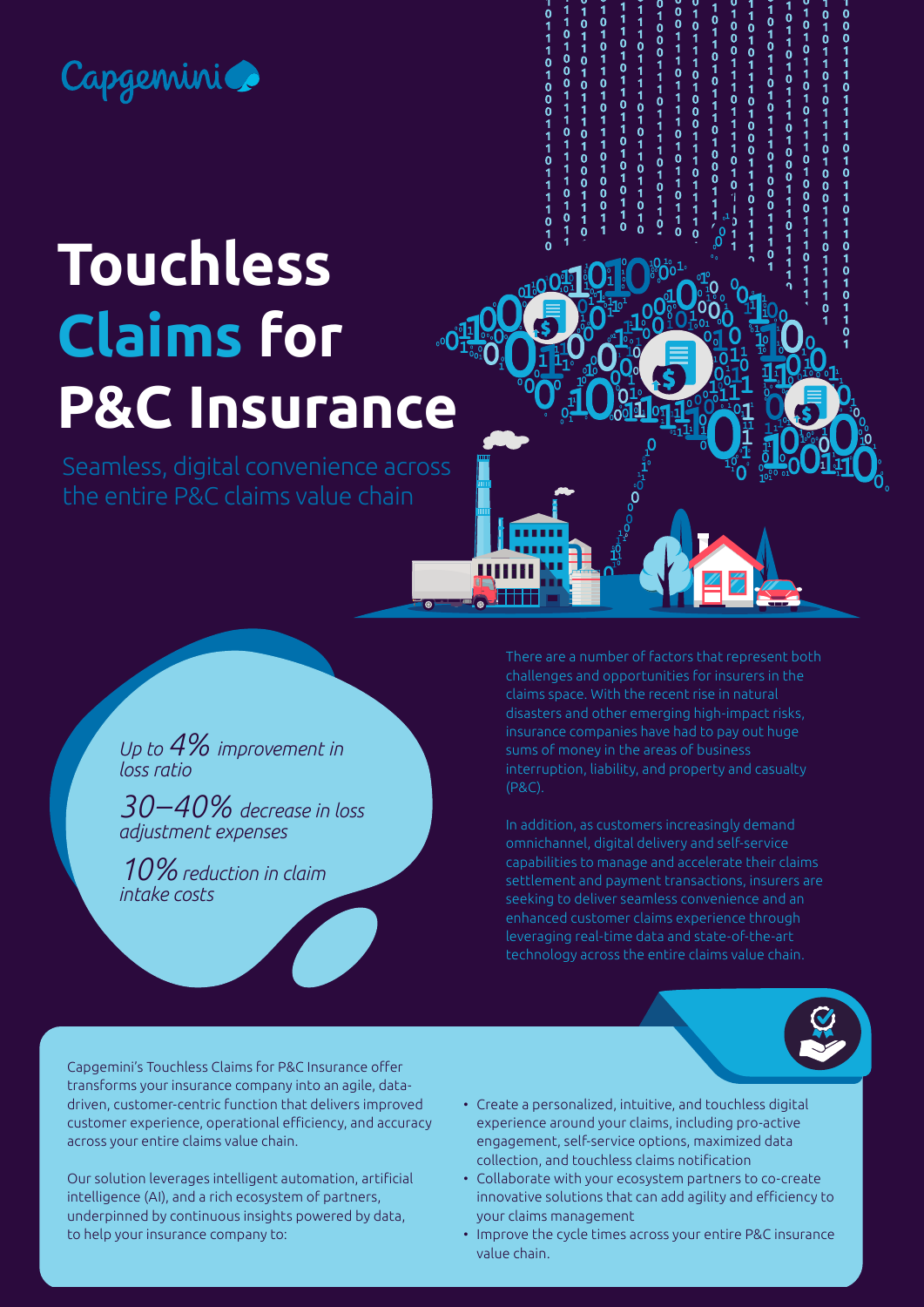Capgemini

# Touchless Claims for P&C Insurance

Seamless, digital convenience across the entire P&C claims value chain

*Up to 4% improvement in loss ratio*

*30–40% decrease in loss adjustment expenses*

*10% reduction in claim intake costs*

There are a number of factors that represent both challenges and opportunities for insurers in the claims space. With the recent rise in natural disasters and other emerging high-impact risks, insurance companies have had to pay out huge sums of money in the areas of business interruption, liability, and property and casualty (P&C).

In addition, as customers increasingly demand omnichannel, digital delivery and self-service capabilities to manage and accelerate their claims settlement and payment transactions, insurers are seeking to deliver seamless convenience and an enhanced customer claims experience through leveraging real-time data and state-of-the-art technology across the entire claims value chain.

Capgemini's Touchless Claims for P&C Insurance offer transforms your insurance company into an agile, data-driven, customer-centric function that delivers improved customer experience, operational efficiency, and accuracy across your entire claims value chain.

Our solution leverages intelligent automation, artificial intelligence (AI), and a rich ecosystem of partners, underpinned by continuous insights powered by data, to help your insurance company to:

- Create a personalized, intuitive, and touchless digital experience around your claims, including pro-active engagement, self-service options, maximized data collection, and touchless claims notification
- Collaborate with your ecosystem partners to co-create innovative solutions that can add agility and efficiency to your claims management
- Improve the cycle times across your entire P&C insurance value chain.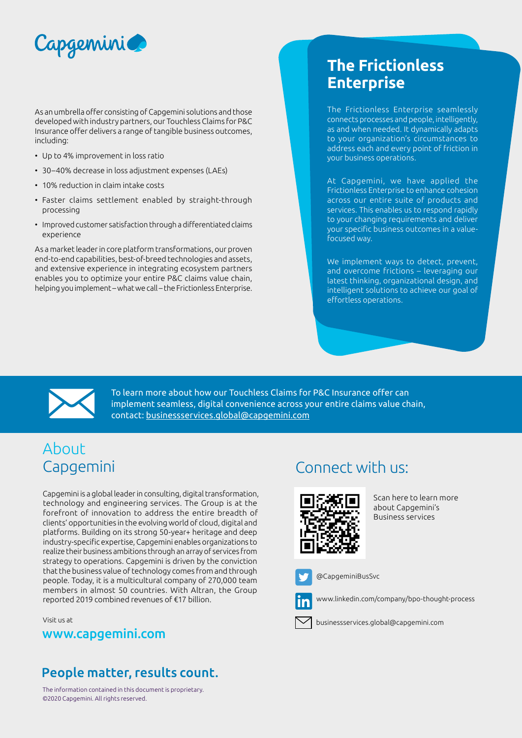Capgemini

As an umbrella offer consisting of Capgemini solutions and those developed with industry partners, our Touchless Claims for P&C Insurance offer delivers a range of tangible business outcomes, including:

- Up to 4% improvement in loss ratio
- 30–40% decrease in loss adjustment expenses (LAEs)
- 10% reduction in claim intake costs
- Faster claims settlement enabled by straight-through processing
- Improved customer satisfaction through a differentiated claims experience

As a market leader in core platform transformations, our proven end-to-end capabilities, best-of-breed technologies and assets, and extensive experience in integrating ecosystem partners enables you to optimize your entire P&C claims value chain, helping you implement – what we call – the Frictionless Enterprise.

## The Frictionless Enterprise

The Frictionless Enterprise seamlessly connects processes and people, intelligently, as and when needed. It dynamically adapts to your organization's circumstances to address each and every point of friction in your business operations.

At Capgemini, we have applied the Frictionless Enterprise to enhance cohesion across our entire suite of products and services. This enables us to respond rapidly to your changing requirements and deliver your specific business outcomes in a value-focused way.

We implement ways to detect, prevent, and overcome frictions – leveraging our latest thinking, organizational design, and intelligent solutions to achieve our goal of effortless operations.

To learn more about how our Touchless Claims for P&C Insurance offer can implement seamless, digital convenience across your entire claims value chain, contact: businessservices.global@capgemini.com

## About Capgemini

Capgemini is a global leader in consulting, digital transformation, technology and engineering services. The Group is at the forefront of innovation to address the entire breadth of clients' opportunities in the evolving world of cloud, digital and platforms. Building on its strong 50-year+ heritage and deep industry-specific expertise, Capgemini enables organizations to realize their business ambitions through an array of services from strategy to operations. Capgemini is driven by the conviction that the business value of technology comes from and through people. Today, it is a multicultural company of 270,000 team members in almost 50 countries. With Altran, the Group reported 2019 combined revenues of €17 billion.

Visit us at

**www.capgemini.com**

## Connect with us:

Scan here to learn more about Capgemini's Business services

@CapgeminiBusSvc

www.linkedin.com/company/bpo-thought-process

businessservices.global@capgemini.com

## People matter, results count.

The information contained in this document is proprietary.
©2020 Capgemini. All rights reserved.